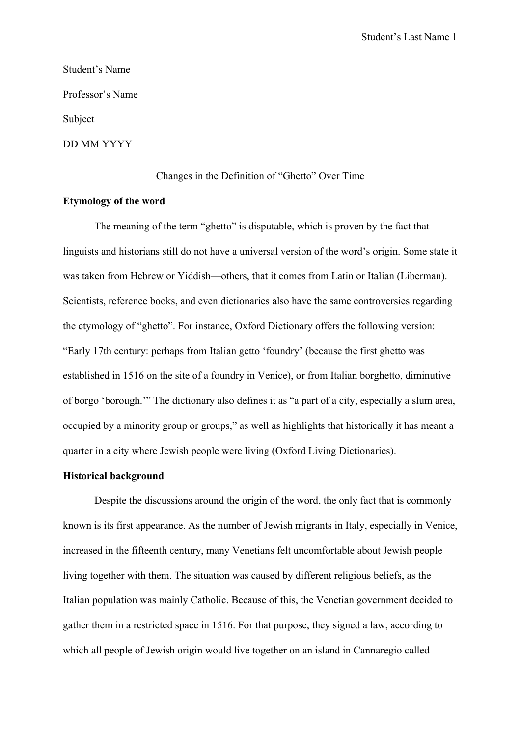Student's Name

Professor's Name

Subject

DD MM YYYY

# Changes in the Definition of "Ghetto" Over Time

## Etymology of the word

The meaning of the term "ghetto" is disputable, which is proven by the fact that linguists and historians still do not have a universal version of the word's origin. Some state it was taken from Hebrew or Yiddish—others, that it comes from Latin or Italian (Liberman). Scientists, reference books, and even dictionaries also have the same controversies regarding the etymology of "ghetto". For instance, Oxford Dictionary offers the following version: "Early 17th century: perhaps from Italian getto 'foundry' (because the first ghetto was established in 1516 on the site of a foundry in Venice), or from Italian borghetto, diminutive of borgo 'borough.'" The dictionary also defines it as "a part of a city, especially a slum area, occupied by a minority group or groups," as well as highlights that historically it has meant a quarter in a city where Jewish people were living (Oxford Living Dictionaries).

## Historical background

Despite the discussions around the origin of the word, the only fact that is commonly known is its first appearance. As the number of Jewish migrants in Italy, especially in Venice, increased in the fifteenth century, many Venetians felt uncomfortable about Jewish people living together with them. The situation was caused by different religious beliefs, as the Italian population was mainly Catholic. Because of this, the Venetian government decided to gather them in a restricted space in 1516. For that purpose, they signed a law, according to which all people of Jewish origin would live together on an island in Cannaregio called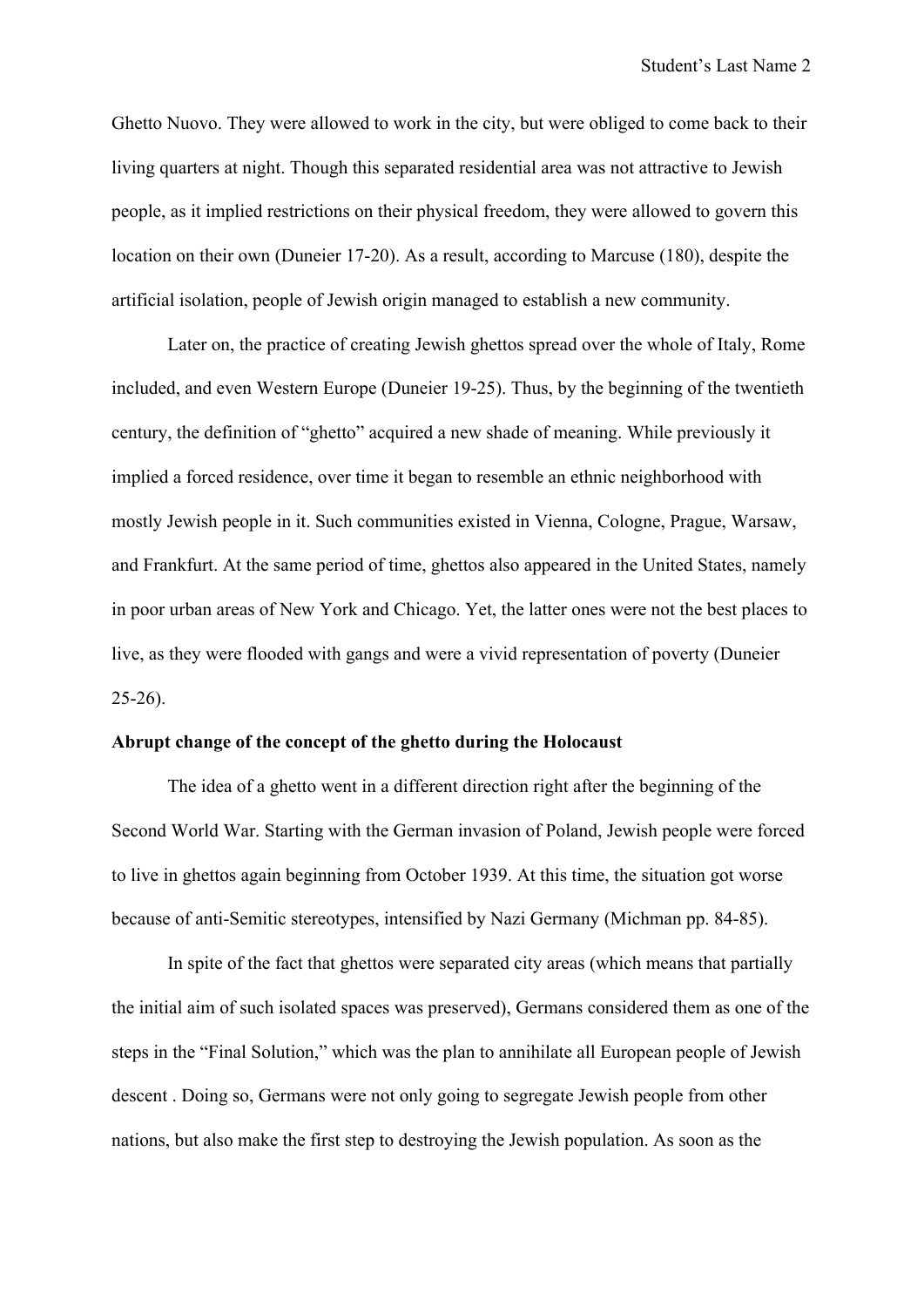Ghetto Nuovo. They were allowed to work in the city, but were obliged to come back to their living quarters at night. Though this separated residential area was not attractive to Jewish people, as it implied restrictions on their physical freedom, they were allowed to govern this location on their own (Duneier 17-20). As a result, according to Marcuse (180), despite the artificial isolation, people of Jewish origin managed to establish a new community.

Later on, the practice of creating Jewish ghettos spread over the whole of Italy, Rome included, and even Western Europe (Duneier 19-25). Thus, by the beginning of the twentieth century, the definition of "ghetto" acquired a new shade of meaning. While previously it implied a forced residence, over time it began to resemble an ethnic neighborhood with mostly Jewish people in it. Such communities existed in Vienna, Cologne, Prague, Warsaw, and Frankfurt. At the same period of time, ghettos also appeared in the United States, namely in poor urban areas of New York and Chicago. Yet, the latter ones were not the best places to live, as they were flooded with gangs and were a vivid representation of poverty (Duneier 25-26).

**Abrupt change of the concept of the ghetto during the Holocaust**

The idea of a ghetto went in a different direction right after the beginning of the Second World War. Starting with the German invasion of Poland, Jewish people were forced to live in ghettos again beginning from October 1939. At this time, the situation got worse because of anti-Semitic stereotypes, intensified by Nazi Germany (Michman pp. 84-85).

In spite of the fact that ghettos were separated city areas (which means that partially the initial aim of such isolated spaces was preserved), Germans considered them as one of the steps in the "Final Solution," which was the plan to annihilate all European people of Jewish descent . Doing so, Germans were not only going to segregate Jewish people from other nations, but also make the first step to destroying the Jewish population. As soon as the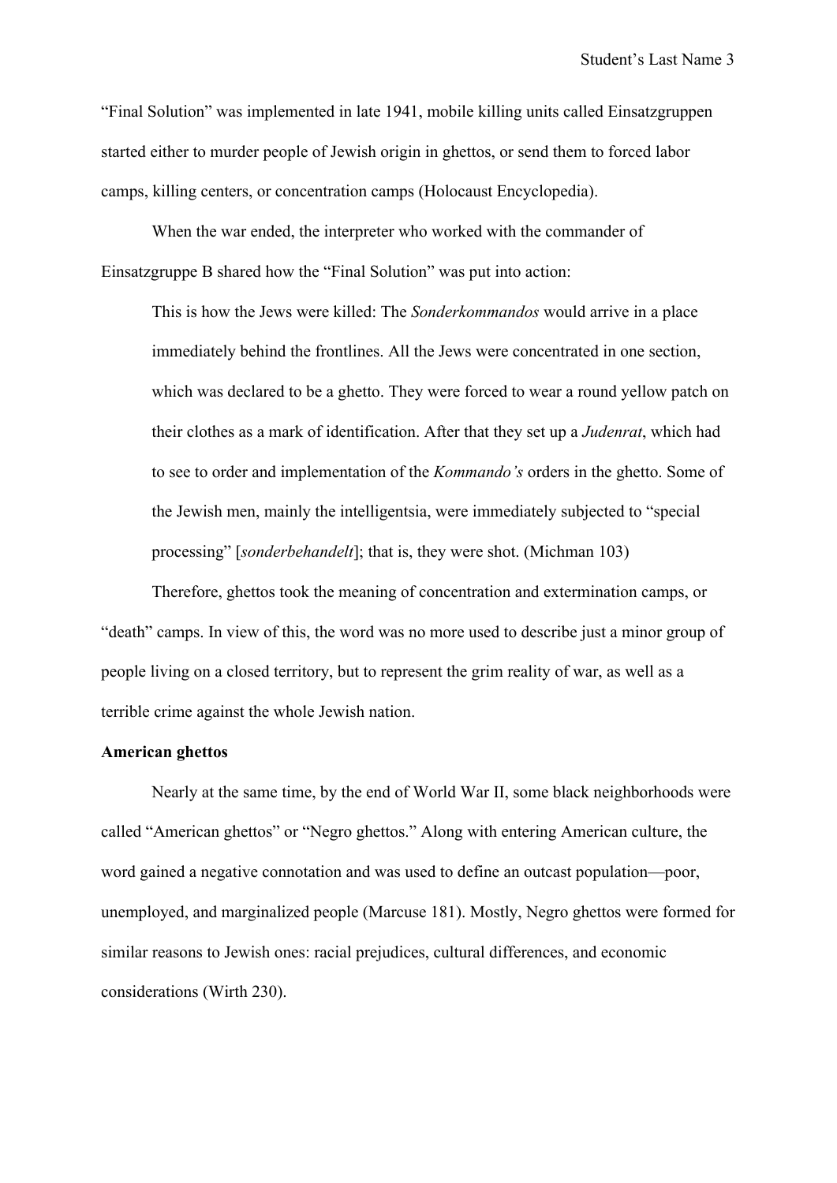“Final Solution” was implemented in late 1941, mobile killing units called Einsatzgruppen started either to murder people of Jewish origin in ghettos, or send them to forced labor camps, killing centers, or concentration camps (Holocaust Encyclopedia).

When the war ended, the interpreter who worked with the commander of Einsatzgruppe B shared how the “Final Solution” was put into action:

> This is how the Jews were killed: The *Sonderkommandos* would arrive in a place immediately behind the frontlines. All the Jews were concentrated in one section, which was declared to be a ghetto. They were forced to wear a round yellow patch on their clothes as a mark of identification. After that they set up a *Judenrat*, which had to see to order and implementation of the *Kommando’s* orders in the ghetto. Some of the Jewish men, mainly the intelligentsia, were immediately subjected to “special processing” [*sonderbehandelt*]; that is, they were shot. (Michman 103)

Therefore, ghettos took the meaning of concentration and extermination camps, or “death” camps. In view of this, the word was no more used to describe just a minor group of people living on a closed territory, but to represent the grim reality of war, as well as a terrible crime against the whole Jewish nation.

**American ghettos**

Nearly at the same time, by the end of World War II, some black neighborhoods were called “American ghettos” or “Negro ghettos.” Along with entering American culture, the word gained a negative connotation and was used to define an outcast population—poor, unemployed, and marginalized people (Marcuse 181). Mostly, Negro ghettos were formed for similar reasons to Jewish ones: racial prejudices, cultural differences, and economic considerations (Wirth 230).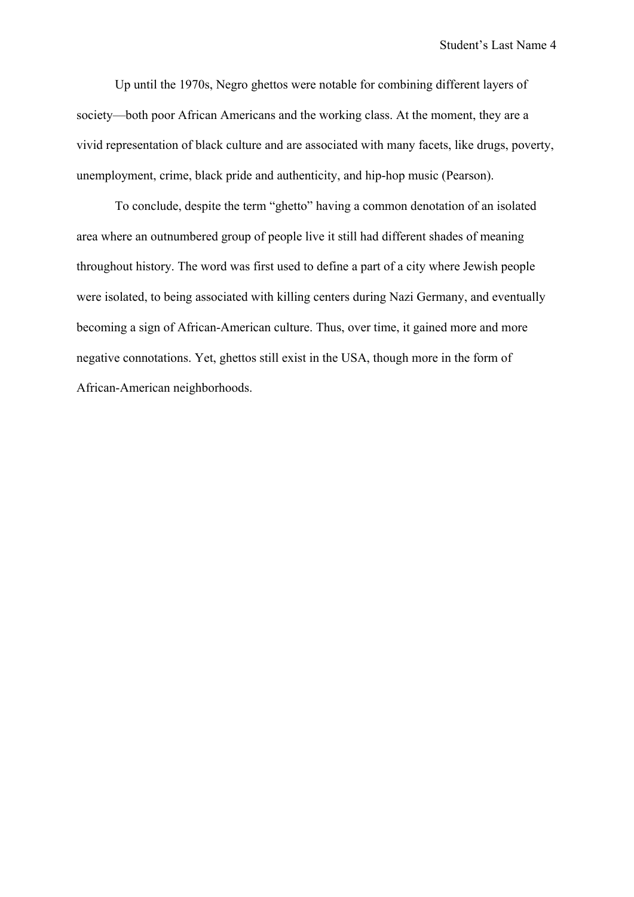Up until the 1970s, Negro ghettos were notable for combining different layers of society—both poor African Americans and the working class. At the moment, they are a vivid representation of black culture and are associated with many facets, like drugs, poverty, unemployment, crime, black pride and authenticity, and hip-hop music (Pearson).

To conclude, despite the term "ghetto" having a common denotation of an isolated area where an outnumbered group of people live it still had different shades of meaning throughout history. The word was first used to define a part of a city where Jewish people were isolated, to being associated with killing centers during Nazi Germany, and eventually becoming a sign of African-American culture. Thus, over time, it gained more and more negative connotations. Yet, ghettos still exist in the USA, though more in the form of African-American neighborhoods.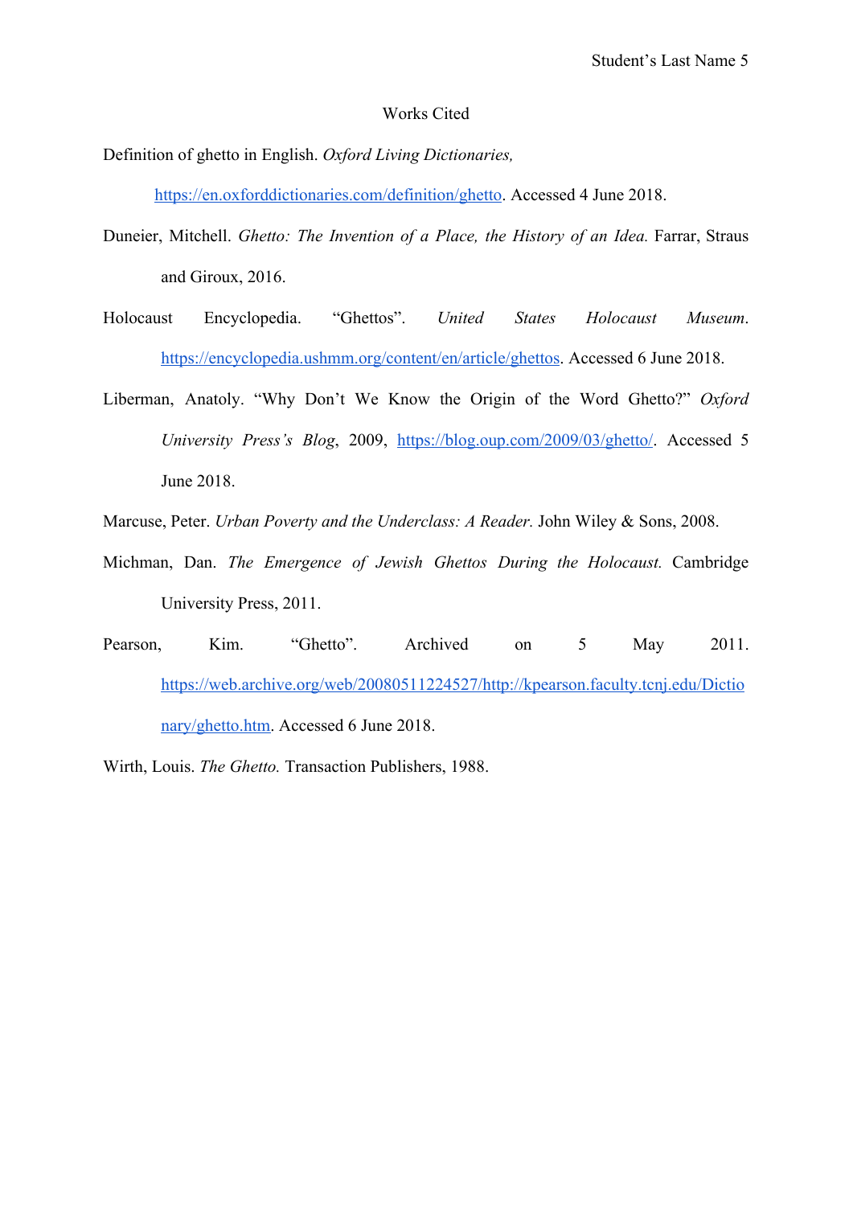# Works Cited

Definition of ghetto in English. *Oxford Living Dictionaries,* https://en.oxforddictionaries.com/definition/ghetto. Accessed 4 June 2018.

Duneier, Mitchell. *Ghetto: The Invention of a Place, the History of an Idea.* Farrar, Straus and Giroux, 2016.

Holocaust Encyclopedia. "Ghettos". *United States Holocaust Museum*. https://encyclopedia.ushmm.org/content/en/article/ghettos. Accessed 6 June 2018.

Liberman, Anatoly. "Why Don't We Know the Origin of the Word Ghetto?" *Oxford University Press's Blog*, 2009, https://blog.oup.com/2009/03/ghetto/. Accessed 5 June 2018.

Marcuse, Peter. *Urban Poverty and the Underclass: A Reader.* John Wiley & Sons, 2008.

Michman, Dan. *The Emergence of Jewish Ghettos During the Holocaust.* Cambridge University Press, 2011.

Pearson, Kim. "Ghetto". Archived on 5 May 2011. https://web.archive.org/web/20080511224527/http://kpearson.faculty.tcnj.edu/Dictionary/ghetto.htm. Accessed 6 June 2018.

Wirth, Louis. *The Ghetto.* Transaction Publishers, 1988.